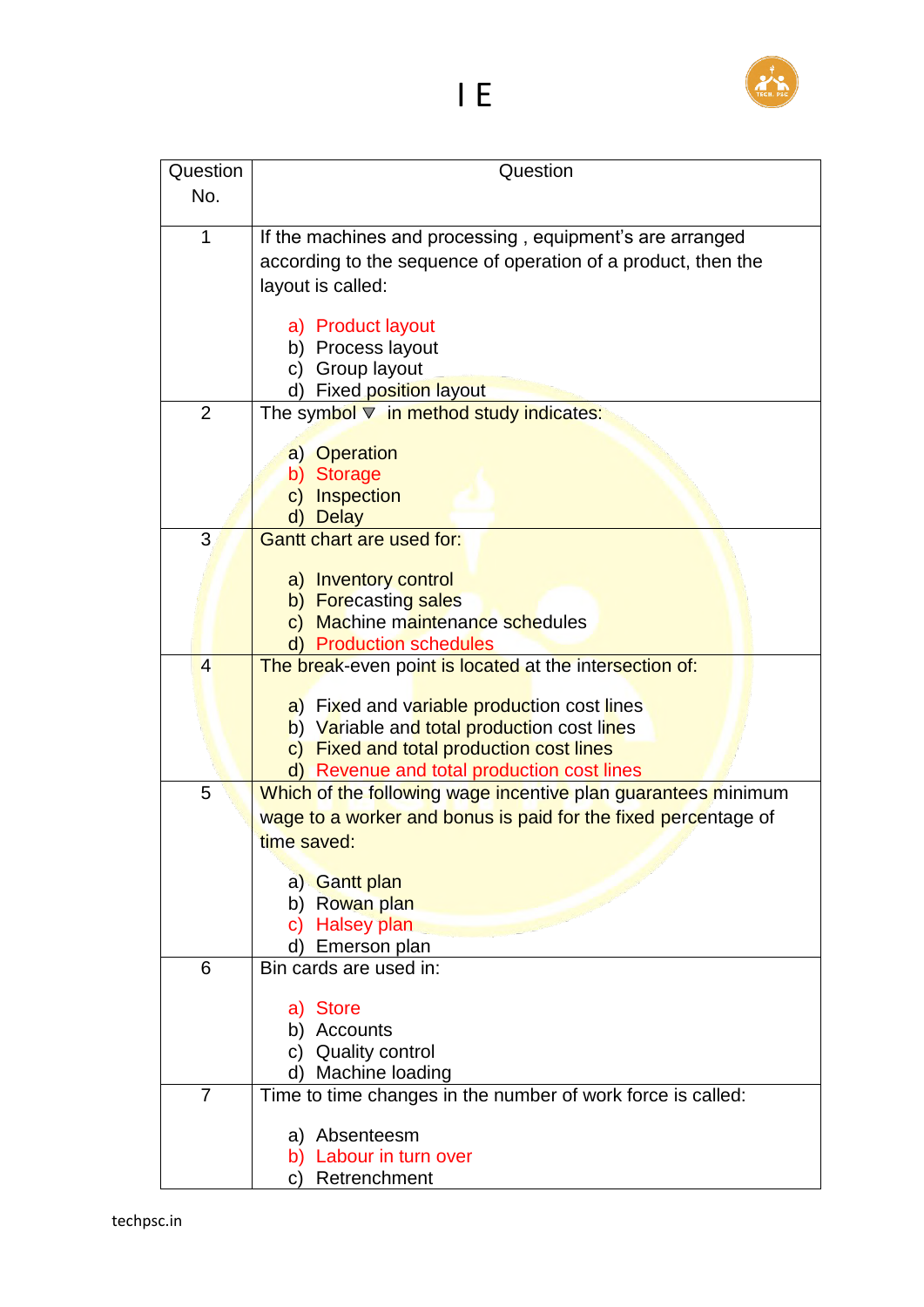# I E

| Question No. | Question |
|---|---|
| 1 | If the machines and processing , equipment's are arranged according to the sequence of operation of a product, then the layout is called:<br><br>a) Product layout<br>b) Process layout<br>c) Group layout<br>d) Fixed position layout |
| 2 | The symbol ▽ in method study indicates:<br><br>a) Operation<br>b) Storage<br>c) Inspection<br>d) Delay |
| 3 | Gantt chart are used for:<br><br>a) Inventory control<br>b) Forecasting sales<br>c) Machine maintenance schedules<br>d) Production schedules |
| 4 | The break-even point is located at the intersection of:<br><br>a) Fixed and variable production cost lines<br>b) Variable and total production cost lines<br>c) Fixed and total production cost lines<br>d) Revenue and total production cost lines |
| 5 | Which of the following wage incentive plan guarantees minimum wage to a worker and bonus is paid for the fixed percentage of time saved:<br><br>a) Gantt plan<br>b) Rowan plan<br>c) Halsey plan<br>d) Emerson plan |
| 6 | Bin cards are used in:<br><br>a) Store<br>b) Accounts<br>c) Quality control<br>d) Machine loading |
| 7 | Time to time changes in the number of work force is called:<br><br>a) Absenteesm<br>b) Labour in turn over<br>c) Retrenchment |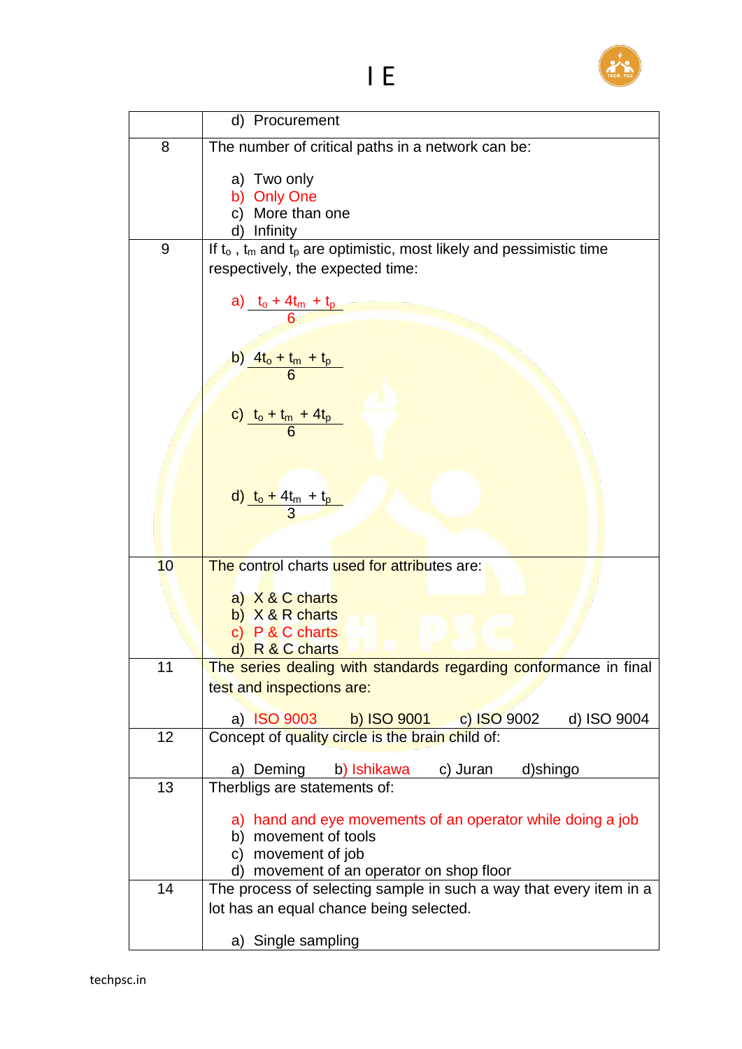| | |
|---|---|
| | d) Procurement |
| 8 | The number of critical paths in a network can be:<br><br>a) Two only<br>b) Only One<br>c) More than one<br>d) Infinity |
| 9 | If $t_o$ , $t_m$ and $t_p$ are optimistic, most likely and pessimistic time respectively, the expected time:<br><br>a) $\frac{t_o + 4t_m + t_p}{6}$<br><br>b) $\frac{4t_o + t_m + t_p}{6}$<br><br>c) $\frac{t_o + t_m + 4t_p}{6}$<br><br>d) $\frac{t_o + 4t_m + t_p}{3}$ |
| 10 | The control charts used for attributes are:<br><br>a) X & C charts<br>b) X & R charts<br>c) P & C charts<br>d) R & C charts |
| 11 | The series dealing with standards regarding conformance in final test and inspections are:<br><br>a) ISO 9003 b) ISO 9001 c) ISO 9002 d) ISO 9004 |
| 12 | Concept of quality circle is the brain child of:<br><br>a) Deming b) Ishikawa c) Juran d)shingo |
| 13 | Therbligs are statements of:<br><br>a) hand and eye movements of an operator while doing a job<br>b) movement of tools<br>c) movement of job<br>d) movement of an operator on shop floor |
| 14 | The process of selecting sample in such a way that every item in a lot has an equal chance being selected.<br><br>a) Single sampling |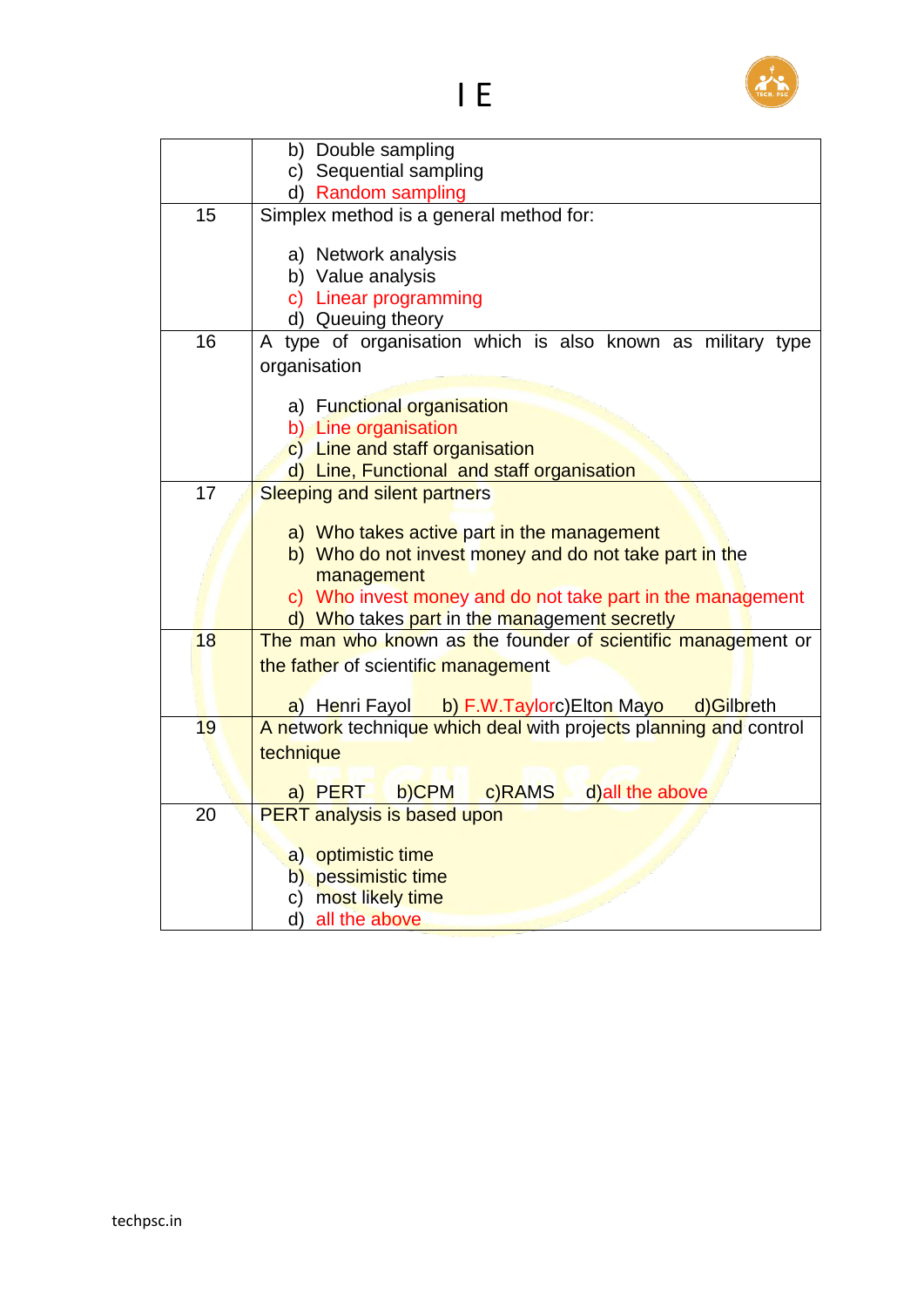| | |
|---|---|
| | b) Double sampling<br>c) Sequential sampling<br>d) Random sampling |
| 15 | Simplex method is a general method for:<br><br>a) Network analysis<br>b) Value analysis<br>c) Linear programming<br>d) Queuing theory |
| 16 | A type of organisation which is also known as military type organisation<br><br>a) Functional organisation<br>b) Line organisation<br>c) Line and staff organisation<br>d) Line, Functional and staff organisation |
| 17 | Sleeping and silent partners<br><br>a) Who takes active part in the management<br>b) Who do not invest money and do not take part in the management<br>c) Who invest money and do not take part in the management<br>d) Who takes part in the management secretly |
| 18 | The man who known as the founder of scientific management or the father of scientific management<br><br>a) Henri Fayol b) F.W.Taylor c)Elton Mayo d)Gilbreth |
| 19 | A network technique which deal with projects planning and control technique<br><br>a) PERT b)CPM c)RAMS d)all the above |
| 20 | PERT analysis is based upon<br><br>a) optimistic time<br>b) pessimistic time<br>c) most likely time<br>d) all the above |